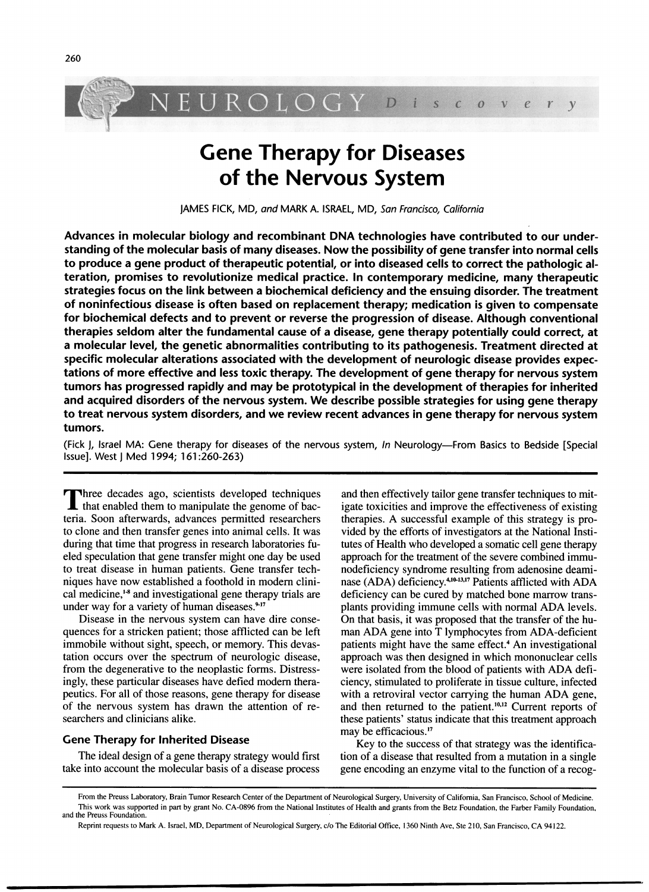NEUROLOGY *Discovery*

# Gene Therapy for Diseases of the Nervous System

JAMES FICK, MD, *and* MARK A. ISRAEL, MD, *San Francisco, California*

**Advances in molecular biology and recombinant DNA technologies have contributed to our understanding of the molecular basis of many diseases. Now the possibility of gene transfer into normal cells to produce a gene product of therapeutic potential, or into diseased cells to correct the pathologic alteration, promises to revolutionize medical practice. In contemporary medicine, many therapeutic strategies focus on the link between a biochemical deficiency and the ensuing disorder. The treatment of noninfectious disease is often based on replacement therapy; medication is given to compensate for biochemical defects and to prevent or reverse the progression of disease. Although conventional therapies seldom alter the fundamental cause of a disease, gene therapy potentially could correct, at a molecular level, the genetic abnormalities contributing to its pathogenesis. Treatment directed at specific molecular alterations associated with the development of neurologic disease provides expectations of more effective and less toxic therapy. The development of gene therapy for nervous system tumors has progressed rapidly and may be prototypical in the development of therapies for inherited and acquired disorders of the nervous system. We describe possible strategies for using gene therapy to treat nervous system disorders, and we review recent advances in gene therapy for nervous system tumors.**

(Fick J, Israel MA: Gene therapy for diseases of the nervous system, *In* Neurology—From Basics to Bedside [Special Issue]. West J Med 1994; 161:260-263)

Three decades ago, scientists developed techniques that enabled them to manipulate the genome of bacteria. Soon afterwards, advances permitted researchers to clone and then transfer genes into animal cells. It was during that time that progress in research laboratories fueled speculation that gene transfer might one day be used to treat disease in human patients. Gene transfer techniques have now established a foothold in modern clinical medicine,[1-8] and investigational gene therapy trials are under way for a variety of human diseases.[9-17]

Disease in the nervous system can have dire consequences for a stricken patient; those afflicted can be left immobile without sight, speech, or memory. This devastation occurs over the spectrum of neurologic disease, from the degenerative to the neoplastic forms. Distressingly, these particular diseases have defied modern therapeutics. For all of those reasons, gene therapy for disease of the nervous system has drawn the attention of researchers and clinicians alike.

## Gene Therapy for Inherited Disease

The ideal design of a gene therapy strategy would first take into account the molecular basis of a disease process and then effectively tailor gene transfer techniques to mitigate toxicities and improve the effectiveness of existing therapies. A successful example of this strategy is provided by the efforts of investigators at the National Institutes of Health who developed a somatic cell gene therapy approach for the treatment of the severe combined immunodeficiency syndrome resulting from adenosine deaminase (ADA) deficiency.[4,10-13,17] Patients afflicted with ADA deficiency can be cured by matched bone marrow transplants providing immune cells with normal ADA levels. On that basis, it was proposed that the transfer of the human ADA gene into T lymphocytes from ADA-deficient patients might have the same effect.[4] An investigational approach was then designed in which mononuclear cells were isolated from the blood of patients with ADA deficiency, stimulated to proliferate in tissue culture, infected with a retroviral vector carrying the human ADA gene, and then returned to the patient.[10,12] Current reports of these patients' status indicate that this treatment approach may be efficacious.[17]

Key to the success of that strategy was the identification of a disease that resulted from a mutation in a single gene encoding an enzyme vital to the function of a recog-

From the Preuss Laboratory, Brain Tumor Research Center of the Department of Neurological Surgery, University of California, San Francisco, School of Medicine.

This work was supported in part by grant No. CA-0896 from the National Institutes of Health and grants from the Betz Foundation, the Farber Family Foundation, and the Preuss Foundation.

Reprint requests to Mark A. Israel, MD, Department of Neurological Surgery, c/o The Editorial Office, 1360 Ninth Ave, Ste 210, San Francisco, CA 94122.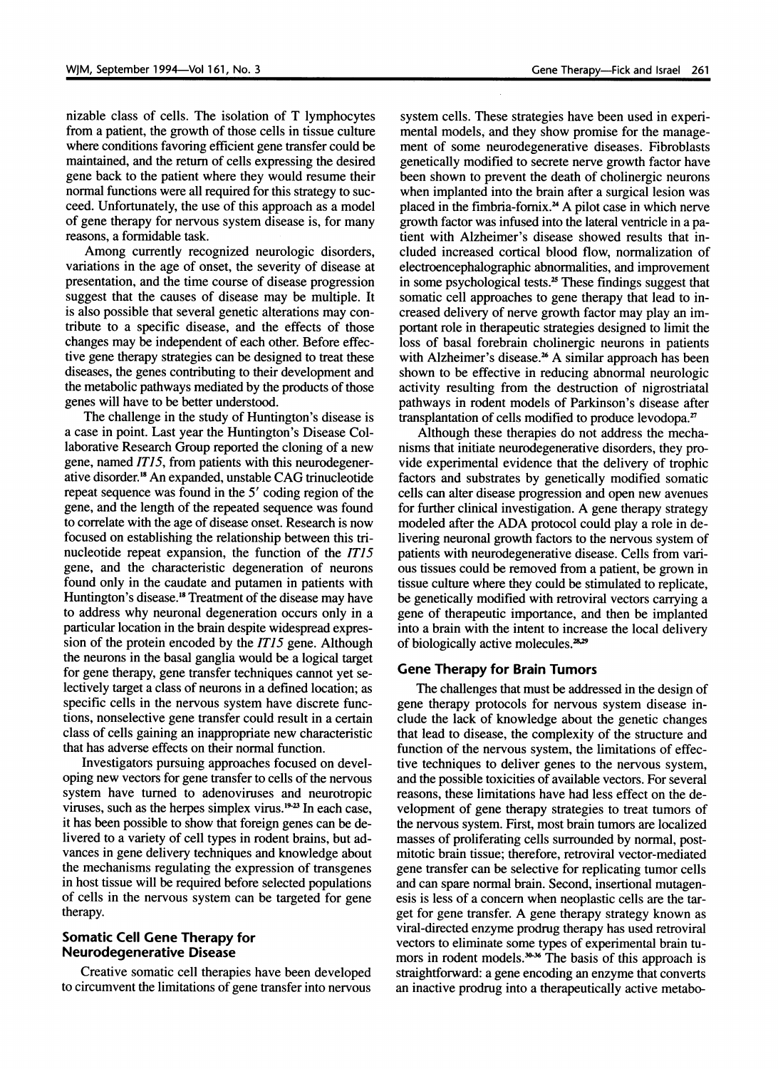nizable class of cells. The isolation of T lymphocytes from a patient, the growth of those cells in tissue culture where conditions favoring efficient gene transfer could be maintained, and the return of cells expressing the desired gene back to the patient where they would resume their normal functions were all required for this strategy to succeed. Unfortunately, the use of this approach as a model of gene therapy for nervous system disease is, for many reasons, a formidable task.

Among currently recognized neurologic disorders, variations in the age of onset, the severity of disease at presentation, and the time course of disease progression suggest that the causes of disease may be multiple. It is also possible that several genetic alterations may contribute to a specific disease, and the effects of those changes may be independent of each other. Before effective gene therapy strategies can be designed to treat these diseases, the genes contributing to their development and the metabolic pathways mediated by the products of those genes will have to be better understood.

The challenge in the study of Huntington's disease is a case in point. Last year the Huntington's Disease Collaborative Research Group reported the cloning of a new gene, named *IT15*, from patients with this neurodegenerative disorder.[18] An expanded, unstable CAG trinucleotide repeat sequence was found in the 5′ coding region of the gene, and the length of the repeated sequence was found to correlate with the age of disease onset. Research is now focused on establishing the relationship between this trinucleotide repeat expansion, the function of the *IT15* gene, and the characteristic degeneration of neurons found only in the caudate and putamen in patients with Huntington's disease.[18] Treatment of the disease may have to address why neuronal degeneration occurs only in a particular location in the brain despite widespread expression of the protein encoded by the *IT15* gene. Although the neurons in the basal ganglia would be a logical target for gene therapy, gene transfer techniques cannot yet selectively target a class of neurons in a defined location; as specific cells in the nervous system have discrete functions, nonselective gene transfer could result in a certain class of cells gaining an inappropriate new characteristic that has adverse effects on their normal function.

Investigators pursuing approaches focused on developing new vectors for gene transfer to cells of the nervous system have turned to adenoviruses and neurotropic viruses, such as the herpes simplex virus.[19-23] In each case, it has been possible to show that foreign genes can be delivered to a variety of cell types in rodent brains, but advances in gene delivery techniques and knowledge about the mechanisms regulating the expression of transgenes in host tissue will be required before selected populations of cells in the nervous system can be targeted for gene therapy.

## Somatic Cell Gene Therapy for Neurodegenerative Disease

Creative somatic cell therapies have been developed to circumvent the limitations of gene transfer into nervous system cells. These strategies have been used in experimental models, and they show promise for the management of some neurodegenerative diseases. Fibroblasts genetically modified to secrete nerve growth factor have been shown to prevent the death of cholinergic neurons when implanted into the brain after a surgical lesion was placed in the fimbria-fornix.[24] A pilot case in which nerve growth factor was infused into the lateral ventricle in a patient with Alzheimer's disease showed results that included increased cortical blood flow, normalization of electroencephalographic abnormalities, and improvement in some psychological tests.[25] These findings suggest that somatic cell approaches to gene therapy that lead to increased delivery of nerve growth factor may play an important role in therapeutic strategies designed to limit the loss of basal forebrain cholinergic neurons in patients with Alzheimer's disease.[26] A similar approach has been shown to be effective in reducing abnormal neurologic activity resulting from the destruction of nigrostriatal pathways in rodent models of Parkinson's disease after transplantation of cells modified to produce levodopa.[27]

Although these therapies do not address the mechanisms that initiate neurodegenerative disorders, they provide experimental evidence that the delivery of trophic factors and substrates by genetically modified somatic cells can alter disease progression and open new avenues for further clinical investigation. A gene therapy strategy modeled after the ADA protocol could play a role in delivering neuronal growth factors to the nervous system of patients with neurodegenerative disease. Cells from various tissues could be removed from a patient, be grown in tissue culture where they could be stimulated to replicate, be genetically modified with retroviral vectors carrying a gene of therapeutic importance, and then be implanted into a brain with the intent to increase the local delivery of biologically active molecules.[28,29]

## Gene Therapy for Brain Tumors

The challenges that must be addressed in the design of gene therapy protocols for nervous system disease include the lack of knowledge about the genetic changes that lead to disease, the complexity of the structure and function of the nervous system, the limitations of effective techniques to deliver genes to the nervous system, and the possible toxicities of available vectors. For several reasons, these limitations have had less effect on the development of gene therapy strategies to treat tumors of the nervous system. First, most brain tumors are localized masses of proliferating cells surrounded by normal, postmitotic brain tissue; therefore, retroviral vector-mediated gene transfer can be selective for replicating tumor cells and can spare normal brain. Second, insertional mutagenesis is less of a concern when neoplastic cells are the target for gene transfer. A gene therapy strategy known as viral-directed enzyme prodrug therapy has used retroviral vectors to eliminate some types of experimental brain tumors in rodent models.[30-36] The basis of this approach is straightforward: a gene encoding an enzyme that converts an inactive prodrug into a therapeutically active metabo-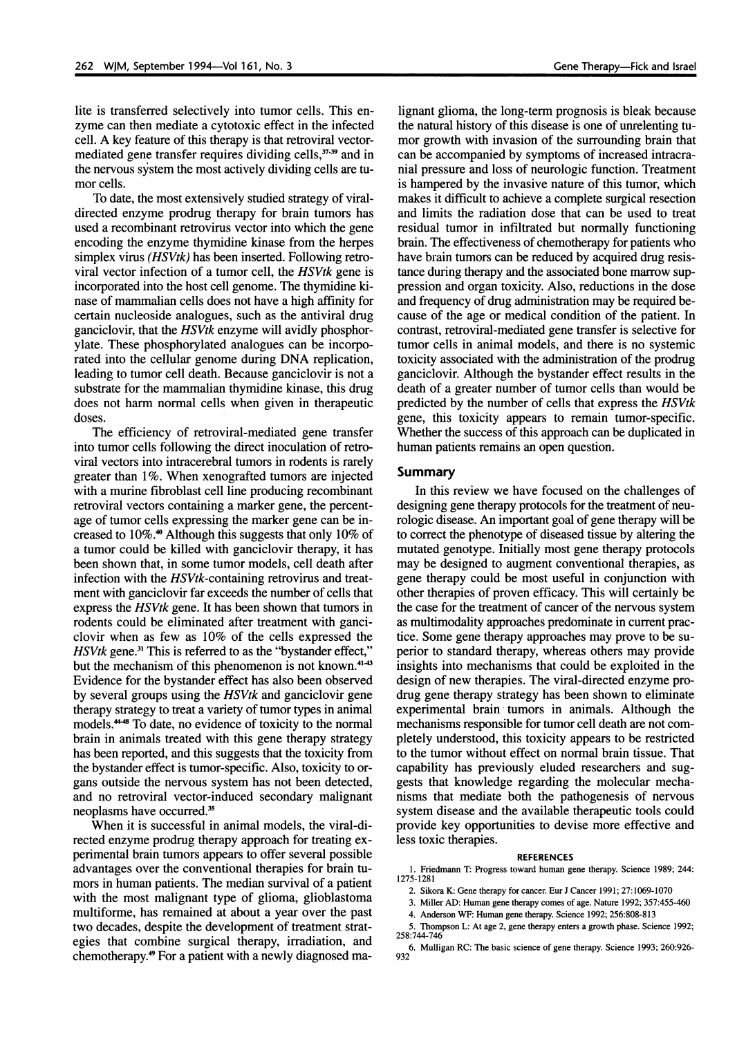lite is transferred selectively into tumor cells. This enzyme can then mediate a cytotoxic effect in the infected cell. A key feature of this therapy is that retroviral vector-mediated gene transfer requires dividing cells,[37-39] and in the nervous system the most actively dividing cells are tumor cells.

To date, the most extensively studied strategy of viral-directed enzyme prodrug therapy for brain tumors has used a recombinant retrovirus vector into which the gene encoding the enzyme thymidine kinase from the herpes simplex virus *(HSVtk)* has been inserted. Following retroviral vector infection of a tumor cell, the *HSVtk* gene is incorporated into the host cell genome. The thymidine kinase of mammalian cells does not have a high affinity for certain nucleoside analogues, such as the antiviral drug ganciclovir, that the *HSVtk* enzyme will avidly phosphorylate. These phosphorylated analogues can be incorporated into the cellular genome during DNA replication, leading to tumor cell death. Because ganciclovir is not a substrate for the mammalian thymidine kinase, this drug does not harm normal cells when given in therapeutic doses.

The efficiency of retroviral-mediated gene transfer into tumor cells following the direct inoculation of retroviral vectors into intracerebral tumors in rodents is rarely greater than 1%. When xenografted tumors are injected with a murine fibroblast cell line producing recombinant retroviral vectors containing a marker gene, the percentage of tumor cells expressing the marker gene can be increased to 10%.[40] Although this suggests that only 10% of a tumor could be killed with ganciclovir therapy, it has been shown that, in some tumor models, cell death after infection with the *HSVtk*-containing retrovirus and treatment with ganciclovir far exceeds the number of cells that express the *HSVtk* gene. It has been shown that tumors in rodents could be eliminated after treatment with ganciclovir when as few as 10% of the cells expressed the *HSVtk* gene.[31] This is referred to as the "bystander effect," but the mechanism of this phenomenon is not known.[41-43] Evidence for the bystander effect has also been observed by several groups using the *HSVtk* and ganciclovir gene therapy strategy to treat a variety of tumor types in animal models.[44-48] To date, no evidence of toxicity to the normal brain in animals treated with this gene therapy strategy has been reported, and this suggests that the toxicity from the bystander effect is tumor-specific. Also, toxicity to organs outside the nervous system has not been detected, and no retroviral vector-induced secondary malignant neoplasms have occurred.[35]

When it is successful in animal models, the viral-directed enzyme prodrug therapy approach for treating experimental brain tumors appears to offer several possible advantages over the conventional therapies for brain tumors in human patients. The median survival of a patient with the most malignant type of glioma, glioblastoma multiforme, has remained at about a year over the past two decades, despite the development of treatment strategies that combine surgical therapy, irradiation, and chemotherapy.[49] For a patient with a newly diagnosed malignant glioma, the long-term prognosis is bleak because the natural history of this disease is one of unrelenting tumor growth with invasion of the surrounding brain that can be accompanied by symptoms of increased intracranial pressure and loss of neurologic function. Treatment is hampered by the invasive nature of this tumor, which makes it difficult to achieve a complete surgical resection and limits the radiation dose that can be used to treat residual tumor in infiltrated but normally functioning brain. The effectiveness of chemotherapy for patients who have brain tumors can be reduced by acquired drug resistance during therapy and the associated bone marrow suppression and organ toxicity. Also, reductions in the dose and frequency of drug administration may be required because of the age or medical condition of the patient. In contrast, retroviral-mediated gene transfer is selective for tumor cells in animal models, and there is no systemic toxicity associated with the administration of the prodrug ganciclovir. Although the bystander effect results in the death of a greater number of tumor cells than would be predicted by the number of cells that express the *HSVtk* gene, this toxicity appears to remain tumor-specific. Whether the success of this approach can be duplicated in human patients remains an open question.

## Summary

In this review we have focused on the challenges of designing gene therapy protocols for the treatment of neurologic disease. An important goal of gene therapy will be to correct the phenotype of diseased tissue by altering the mutated genotype. Initially most gene therapy protocols may be designed to augment conventional therapies, as gene therapy could be most useful in conjunction with other therapies of proven efficacy. This will certainly be the case for the treatment of cancer of the nervous system as multimodality approaches predominate in current practice. Some gene therapy approaches may prove to be superior to standard therapy, whereas others may provide insights into mechanisms that could be exploited in the design of new therapies. The viral-directed enzyme prodrug gene therapy strategy has been shown to eliminate experimental brain tumors in animals. Although the mechanisms responsible for tumor cell death are not completely understood, this toxicity appears to be restricted to the tumor without effect on normal brain tissue. That capability has previously eluded researchers and suggests that knowledge regarding the molecular mechanisms that mediate both the pathogenesis of nervous system disease and the available therapeutic tools could provide key opportunities to devise more effective and less toxic therapies.

### REFERENCES

1. Friedmann T: Progress toward human gene therapy. Science 1989; 244:1275-1281
2. Sikora K: Gene therapy for cancer. Eur J Cancer 1991; 27:1069-1070
3. Miller AD: Human gene therapy comes of age. Nature 1992; 357:455-460
4. Anderson WF: Human gene therapy. Science 1992; 256:808-813
5. Thompson L: At age 2, gene therapy enters a growth phase. Science 1992; 258:744-746
6. Mulligan RC: The basic science of gene therapy. Science 1993; 260:926-932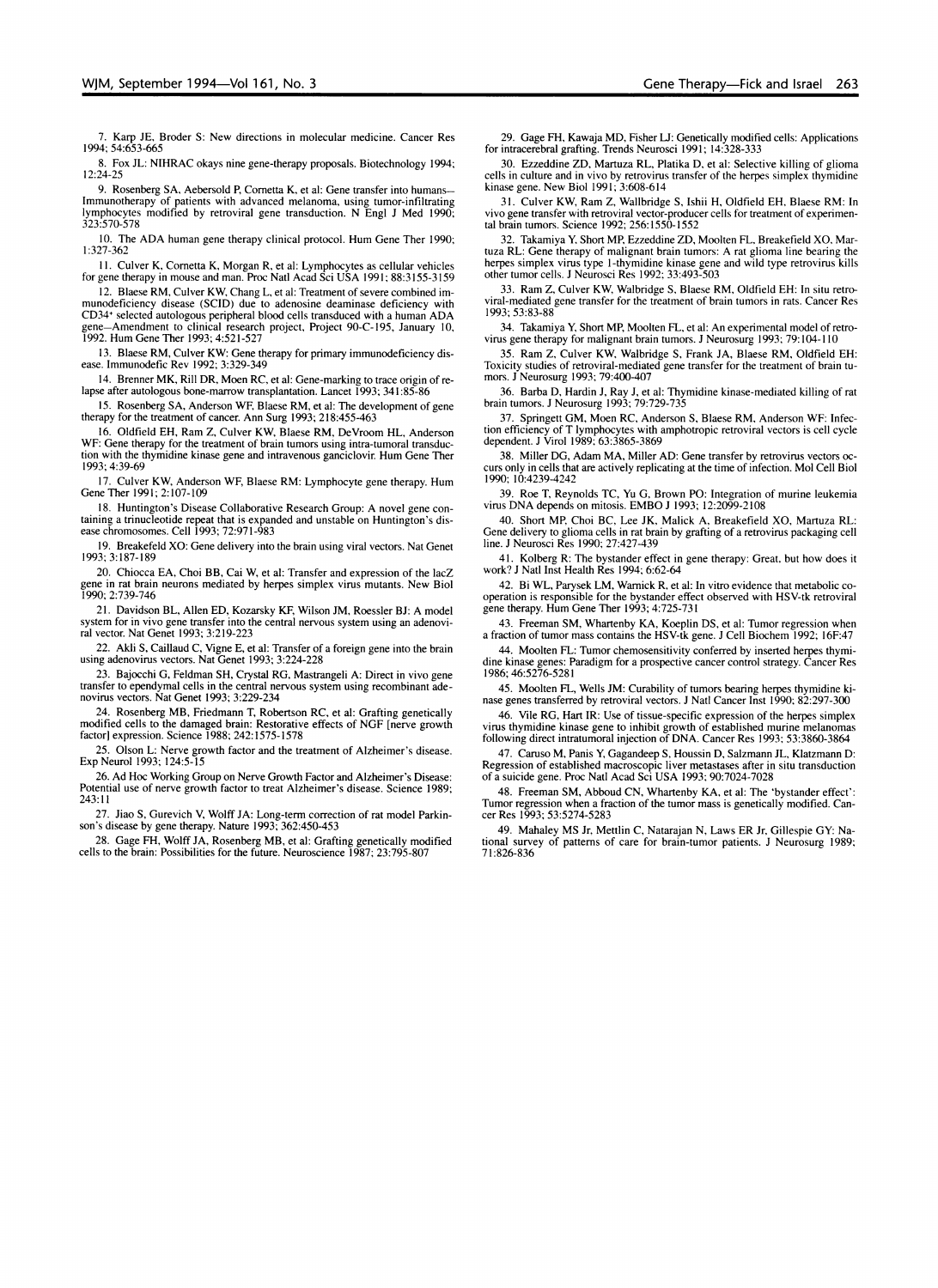7. Karp JE, Broder S: New directions in molecular medicine. Cancer Res 1994; 54:653-665

8. Fox JL: NIHRAC okays nine gene-therapy proposals. Biotechnology 1994; 12:24-25

9. Rosenberg SA, Aebersold P, Cornetta K, et al: Gene transfer into humans—Immunotherapy of patients with advanced melanoma, using tumor-infiltrating lymphocytes modified by retroviral gene transduction. N Engl J Med 1990; 323:570-578

10. The ADA human gene therapy clinical protocol. Hum Gene Ther 1990; 1:327-362

11. Culver K, Cornetta K, Morgan R, et al: Lymphocytes as cellular vehicles for gene therapy in mouse and man. Proc Natl Acad Sci USA 1991; 88:3155-3159

12. Blaese RM, Culver KW, Chang L, et al: Treatment of severe combined immunodeficiency disease (SCID) due to adenosine deaminase deficiency with CD34+ selected autologous peripheral blood cells transduced with a human ADA gene—Amendment to clinical research project, Project 90-C-195, January 10, 1992. Hum Gene Ther 1993; 4:521-527

13. Blaese RM, Culver KW: Gene therapy for primary immunodeficiency disease. Immunodefic Rev 1992; 3:329-349

14. Brenner MK, Rill DR, Moen RC, et al: Gene-marking to trace origin of relapse after autologous bone-marrow transplantation. Lancet 1993; 341:85-86

15. Rosenberg SA, Anderson WF, Blaese RM, et al: The development of gene therapy for the treatment of cancer. Ann Surg 1993; 218:455-463

16. Oldfield EH, Ram Z, Culver KW, Blaese RM, DeVroom HL, Anderson WF: Gene therapy for the treatment of brain tumors using intra-tumoral transduction with the thymidine kinase gene and intravenous ganciclovir. Hum Gene Ther 1993; 4:39-69

17. Culver KW, Anderson WF, Blaese RM: Lymphocyte gene therapy. Hum Gene Ther 1991; 2:107-109

18. Huntington's Disease Collaborative Research Group: A novel gene containing a trinucleotide repeat that is expanded and unstable on Huntington's disease chromosomes. Cell 1993; 72:971-983

19. Breakefeld XO: Gene delivery into the brain using viral vectors. Nat Genet 1993; 3:187-189

20. Chiocca EA, Choi BB, Cai W, et al: Transfer and expression of the lacZ gene in rat brain neurons mediated by herpes simplex virus mutants. New Biol 1990; 2:739-746

21. Davidson BL, Allen ED, Kozarsky KF, Wilson JM, Roessler BJ: A model system for in vivo gene transfer into the central nervous system using an adenoviral vector. Nat Genet 1993; 3:219-223

22. Akli S, Caillaud C, Vigne E, et al: Transfer of a foreign gene into the brain using adenovirus vectors. Nat Genet 1993; 3:224-228

23. Bajocchi G, Feldman SH, Crystal RG, Mastrangeli A: Direct in vivo gene transfer to ependymal cells in the central nervous system using recombinant adenovirus vectors. Nat Genet 1993; 3:229-234

24. Rosenberg MB, Friedmann T, Robertson RC, et al: Grafting genetically modified cells to the damaged brain: Restorative effects of NGF [nerve growth factor] expression. Science 1988; 242:1575-1578

25. Olson L: Nerve growth factor and the treatment of Alzheimer's disease. Exp Neurol 1993; 124:5-15

26. Ad Hoc Working Group on Nerve Growth Factor and Alzheimer's Disease: Potential use of nerve growth factor to treat Alzheimer's disease. Science 1989; 243:11

27. Jiao S, Gurevich V, Wolff JA: Long-term correction of rat model Parkinson's disease by gene therapy. Nature 1993; 362:450-453

28. Gage FH, Wolff JA, Rosenberg MB, et al: Grafting genetically modified cells to the brain: Possibilities for the future. Neuroscience 1987; 23:795-807

29. Gage FH, Kawaja MD, Fisher LJ: Genetically modified cells: Applications for intracerebral grafting. Trends Neurosci 1991; 14:328-333

30. Ezzeddine ZD, Martuza RL, Platika D, et al: Selective killing of glioma cells in culture and in vivo by retrovirus transfer of the herpes simplex thymidine kinase gene. New Biol 1991; 3:608-614

31. Culver KW, Ram Z, Wallbridge S, Ishii H, Oldfield EH, Blaese RM: In vivo gene transfer with retroviral vector-producer cells for treatment of experimental brain tumors. Science 1992; 256:1550-1552

32. Takamiya Y, Short MP, Ezzeddine ZD, Moolten FL, Breakefield XO, Martuza RL: Gene therapy of malignant brain tumors: A rat glioma line bearing the herpes simplex virus type 1-thymidine kinase gene and wild type retrovirus kills other tumor cells. J Neurosci Res 1992; 33:493-503

33. Ram Z, Culver KW, Walbridge S, Blaese RM, Oldfield EH: In situ retroviral-mediated gene transfer for the treatment of brain tumors in rats. Cancer Res 1993; 53:83-88

34. Takamiya Y, Short MP, Moolten FL, et al: An experimental model of retrovirus gene therapy for malignant brain tumors. J Neurosurg 1993; 79:104-110

35. Ram Z, Culver KW, Walbridge S, Frank JA, Blaese RM, Oldfield EH: Toxicity studies of retroviral-mediated gene transfer for the treatment of brain tumors. J Neurosurg 1993; 79:400-407

36. Barba D, Hardin J, Ray J, et al: Thymidine kinase-mediated killing of rat brain tumors. J Neurosurg 1993; 79:729-735

37. Springett GM, Moen RC, Anderson S, Blaese RM, Anderson WF: Infection efficiency of T lymphocytes with amphotropic retroviral vectors is cell cycle dependent. J Virol 1989; 63:3865-3869

38. Miller DG, Adam MA, Miller AD: Gene transfer by retrovirus vectors occurs only in cells that are actively replicating at the time of infection. Mol Cell Biol 1990; 10:4239-4242

39. Roe T, Reynolds TC, Yu G, Brown PO: Integration of murine leukemia virus DNA depends on mitosis. EMBO J 1993; 12:2099-2108

40. Short MP, Choi BC, Lee JK, Malick A, Breakefield XO, Martuza RL: Gene delivery to glioma cells in rat brain by grafting of a retrovirus packaging cell line. J Neurosci Res 1990; 27:427-439

41. Kolberg R: The bystander effect in gene therapy: Great, but how does it work? J Natl Inst Health Res 1994; 6:62-64

42. Bi WL, Parysek LM, Warnick R, et al: In vitro evidence that metabolic cooperation is responsible for the bystander effect observed with HSV-tk retroviral gene therapy. Hum Gene Ther 1993; 4:725-731

43. Freeman SM, Whartenby KA, Koeplin DS, et al: Tumor regression when a fraction of tumor mass contains the HSV-tk gene. J Cell Biochem 1992; 16F:47

44. Moolten FL: Tumor chemosensitivity conferred by inserted herpes thymidine kinase genes: Paradigm for a prospective cancer control strategy. Cancer Res 1986; 46:5276-5281

45. Moolten FL, Wells JM: Curability of tumors bearing herpes thymidine kinase genes transferred by retroviral vectors. J Natl Cancer Inst 1990; 82:297-300

46. Vile RG, Hart IR: Use of tissue-specific expression of the herpes simplex virus thymidine kinase gene to inhibit growth of established murine melanomas following direct intratumoral injection of DNA. Cancer Res 1993; 53:3860-3864

47. Caruso M, Panis Y, Gagandeep S, Houssin D, Salzmann JL, Klatzmann D: Regression of established macroscopic liver metastases after in situ transduction of a suicide gene. Proc Natl Acad Sci USA 1993; 90:7024-7028

48. Freeman SM, Abboud CN, Whartenby KA, et al: The 'bystander effect': Tumor regression when a fraction of the tumor mass is genetically modified. Cancer Res 1993; 53:5274-5283

49. Mahaley MS Jr, Mettlin C, Natarajan N, Laws ER Jr, Gillespie GY: National survey of patterns of care for brain-tumor patients. J Neurosurg 1989; 71:826-836